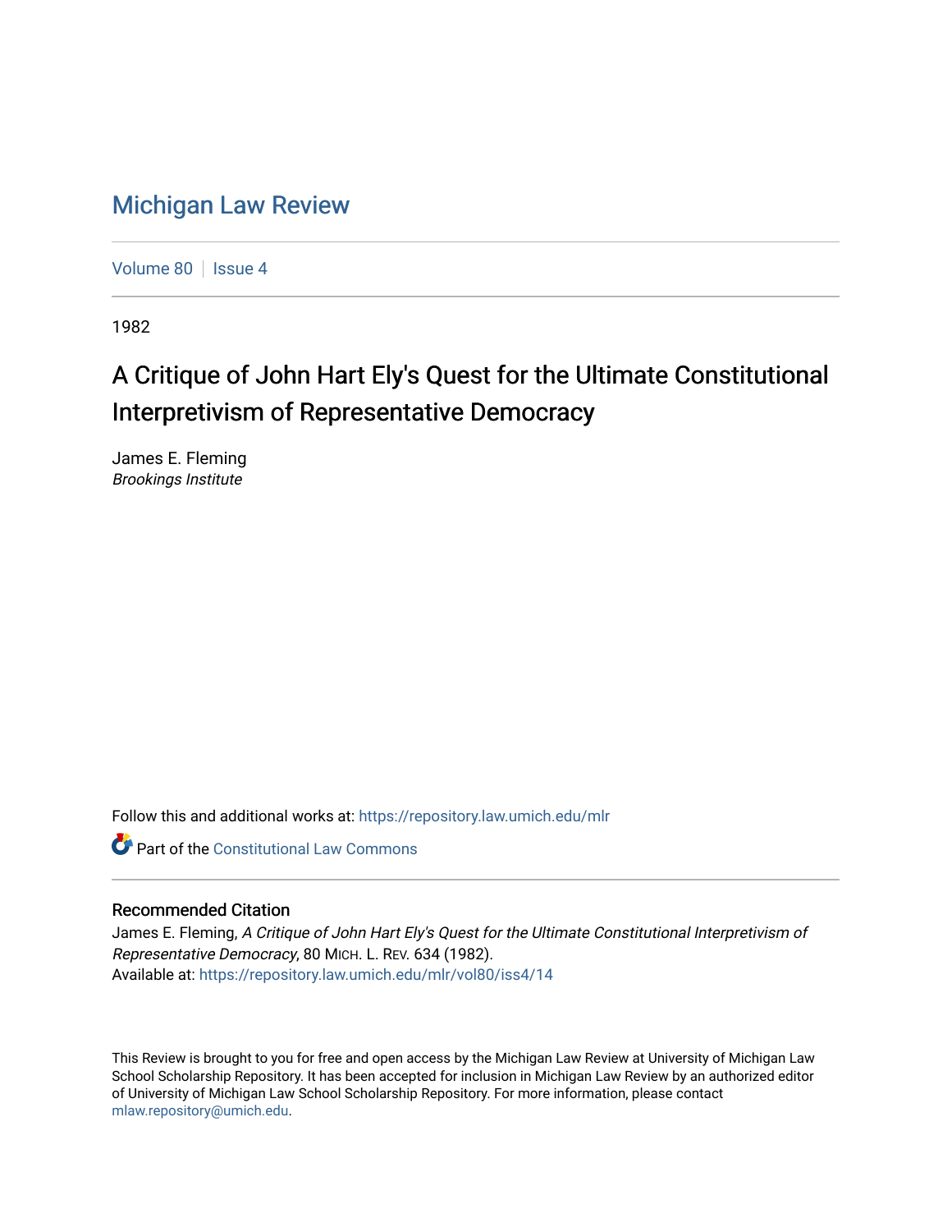# Michigan Law Review

Volume 80 | Issue 4

1982

## A Critique of John Hart Ely's Quest for the Ultimate Constitutional Interpretivism of Representative Democracy

James E. Fleming
*Brookings Institute*

Follow this and additional works at: https://repository.law.umich.edu/mlr

Part of the Constitutional Law Commons

### Recommended Citation

James E. Fleming, *A Critique of John Hart Ely's Quest for the Ultimate Constitutional Interpretivism of Representative Democracy*, 80 MICH. L. REV. 634 (1982).
Available at: https://repository.law.umich.edu/mlr/vol80/iss4/14

This Review is brought to you for free and open access by the Michigan Law Review at University of Michigan Law School Scholarship Repository. It has been accepted for inclusion in Michigan Law Review by an authorized editor of University of Michigan Law School Scholarship Repository. For more information, please contact mlaw.repository@umich.edu.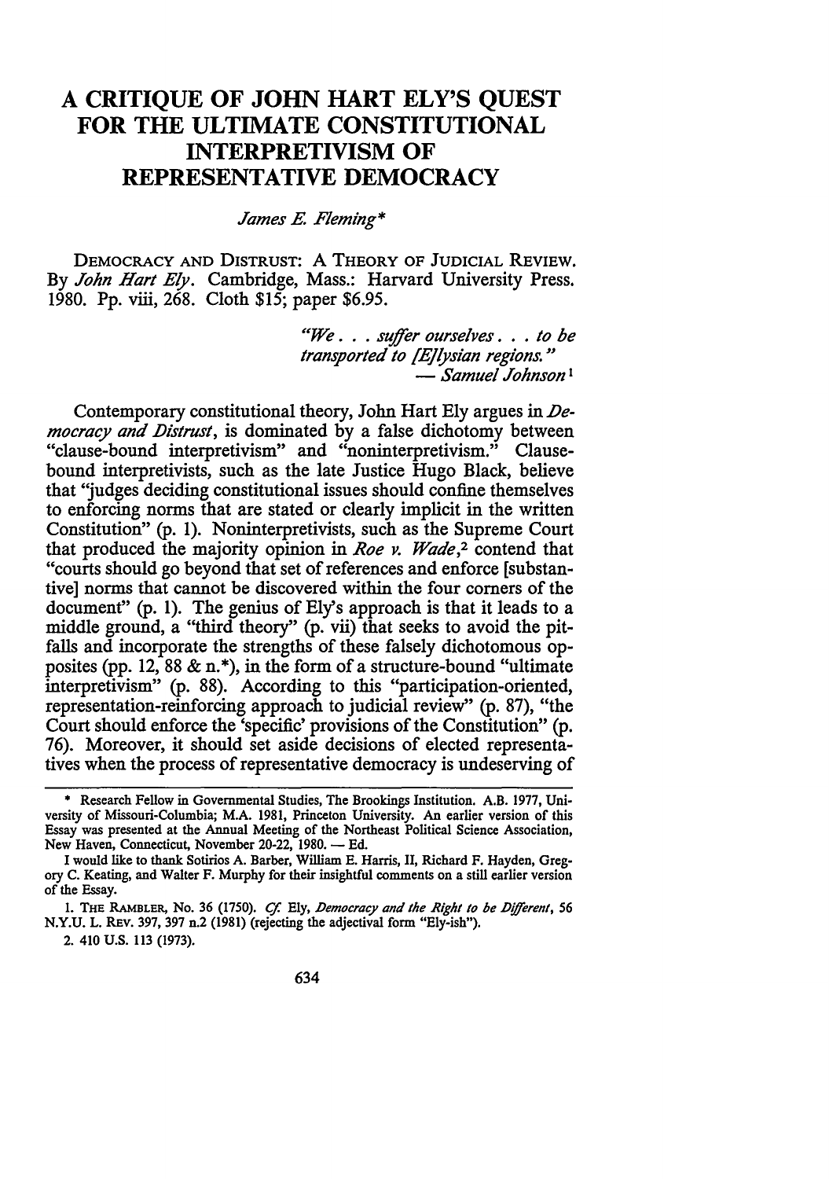# A CRITIQUE OF JOHN HART ELY'S QUEST FOR THE ULTIMATE CONSTITUTIONAL INTERPRETIVISM OF REPRESENTATIVE DEMOCRACY

*James E. Fleming**

DEMOCRACY AND DISTRUST: A THEORY OF JUDICIAL REVIEW. By *John Hart Ely*. Cambridge, Mass.: Harvard University Press. 1980. Pp. viii, 268. Cloth $15; paper $6.95.

> *"We . . . suffer ourselves . . . to be transported to [E]lysian regions."*
> — *Samuel Johnson*[1]

Contemporary constitutional theory, John Hart Ely argues in *Democracy and Distrust*, is dominated by a false dichotomy between "clause-bound interpretivism" and "noninterpretivism." Clause-bound interpretivists, such as the late Justice Hugo Black, believe that "judges deciding constitutional issues should confine themselves to enforcing norms that are stated or clearly implicit in the written Constitution" (p. 1). Noninterpretivists, such as the Supreme Court that produced the majority opinion in *Roe v. Wade*,[2] contend that "courts should go beyond that set of references and enforce [substantive] norms that cannot be discovered within the four corners of the document" (p. 1). The genius of Ely's approach is that it leads to a middle ground, a "third theory" (p. vii) that seeks to avoid the pitfalls and incorporate the strengths of these falsely dichotomous opposites (pp. 12, 88 & n.*), in the form of a structure-bound "ultimate interpretivism" (p. 88). According to this "participation-oriented, representation-reinforcing approach to judicial review" (p. 87), "the Court should enforce the 'specific' provisions of the Constitution" (p. 76). Moreover, it should set aside decisions of elected representatives when the process of representative democracy is undeserving of

---

\* Research Fellow in Governmental Studies, The Brookings Institution. A.B. 1977, University of Missouri-Columbia; M.A. 1981, Princeton University. An earlier version of this Essay was presented at the Annual Meeting of the Northeast Political Science Association, New Haven, Connecticut, November 20-22, 1980. — Ed.

I would like to thank Sotirios A. Barber, William E. Harris, II, Richard F. Hayden, Gregory C. Keating, and Walter F. Murphy for their insightful comments on a still earlier version of the Essay.

1. THE RAMBLER, No. 36 (1750). *Cf.* Ely, *Democracy and the Right to be Different*, 56 N.Y.U. L. REV. 397, 397 n.2 (1981) (rejecting the adjectival form "Ely-ish").

2. 410 U.S. 113 (1973).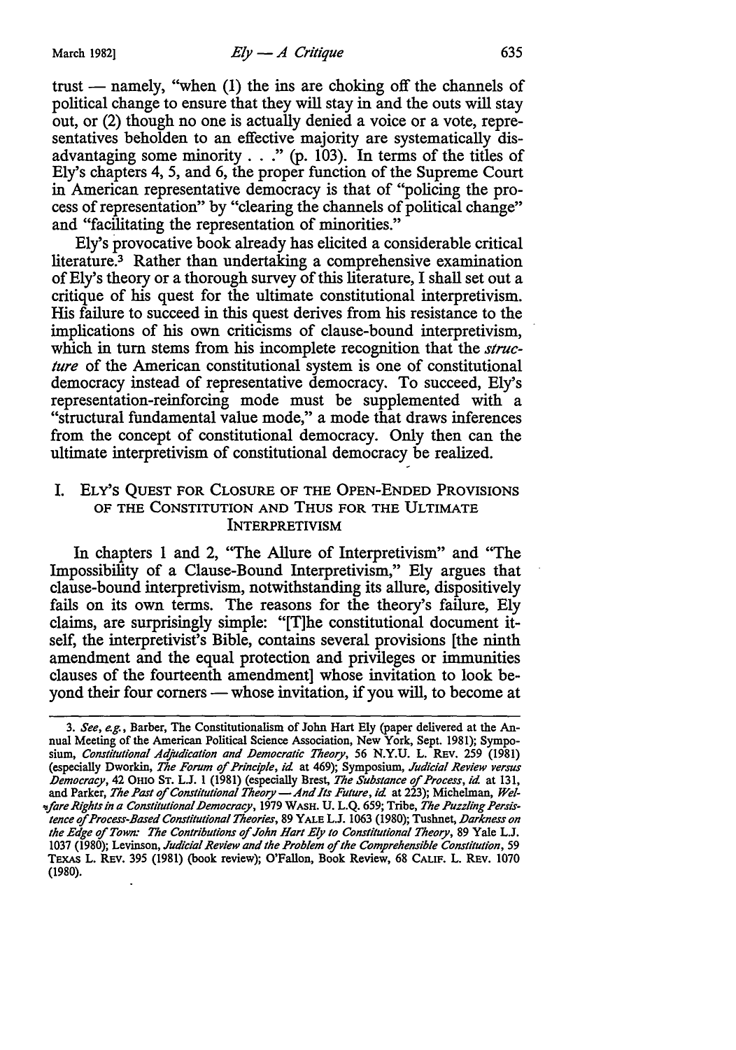trust — namely, "when (1) the ins are choking off the channels of political change to ensure that they will stay in and the outs will stay out, or (2) though no one is actually denied a voice or a vote, representatives beholden to an effective majority are systematically disadvantaging some minority . . ." (p. 103). In terms of the titles of Ely's chapters 4, 5, and 6, the proper function of the Supreme Court in American representative democracy is that of "policing the process of representation" by "clearing the channels of political change" and "facilitating the representation of minorities."

Ely's provocative book already has elicited a considerable critical literature.[3] Rather than undertaking a comprehensive examination of Ely's theory or a thorough survey of this literature, I shall set out a critique of his quest for the ultimate constitutional interpretivism. His failure to succeed in this quest derives from his resistance to the implications of his own criticisms of clause-bound interpretivism, which in turn stems from his incomplete recognition that the *structure* of the American constitutional system is one of constitutional democracy instead of representative democracy. To succeed, Ely's representation-reinforcing mode must be supplemented with a "structural fundamental value mode," a mode that draws inferences from the concept of constitutional democracy. Only then can the ultimate interpretivism of constitutional democracy be realized.

## I. Ely's Quest for Closure of the Open-Ended Provisions of the Constitution and Thus for the Ultimate Interpretivism

In chapters 1 and 2, "The Allure of Interpretivism" and "The Impossibility of a Clause-Bound Interpretivism," Ely argues that clause-bound interpretivism, notwithstanding its allure, dispositively fails on its own terms. The reasons for the theory's failure, Ely claims, are surprisingly simple: "[T]he constitutional document itself, the interpretivist's Bible, contains several provisions [the ninth amendment and the equal protection and privileges or immunities clauses of the fourteenth amendment] whose invitation to look beyond their four corners — whose invitation, if you will, to become at

---

3. *See, e.g.*, Barber, The Constitutionalism of John Hart Ely (paper delivered at the Annual Meeting of the American Political Science Association, New York, Sept. 1981); Symposium, *Constitutional Adjudication and Democratic Theory*, 56 N.Y.U. L. Rev. 259 (1981) (especially Dworkin, *The Forum of Principle*, *id.* at 469); Symposium, *Judicial Review versus Democracy*, 42 Ohio St. L.J. 1 (1981) (especially Brest, *The Substance of Process*, *id.* at 131, and Parker, *The Past of Constitutional Theory — And Its Future*, *id.* at 223); Michelman, *Welfare Rights in a Constitutional Democracy*, 1979 Wash. U. L.Q. 659; Tribe, *The Puzzling Persistence of Process-Based Constitutional Theories*, 89 Yale L.J. 1063 (1980); Tushnet, *Darkness on the Edge of Town: The Contributions of John Hart Ely to Constitutional Theory*, 89 Yale L.J. 1037 (1980); Levinson, *Judicial Review and the Problem of the Comprehensible Constitution*, 59 Texas L. Rev. 395 (1981) (book review); O'Fallon, Book Review, 68 Calif. L. Rev. 1070 (1980).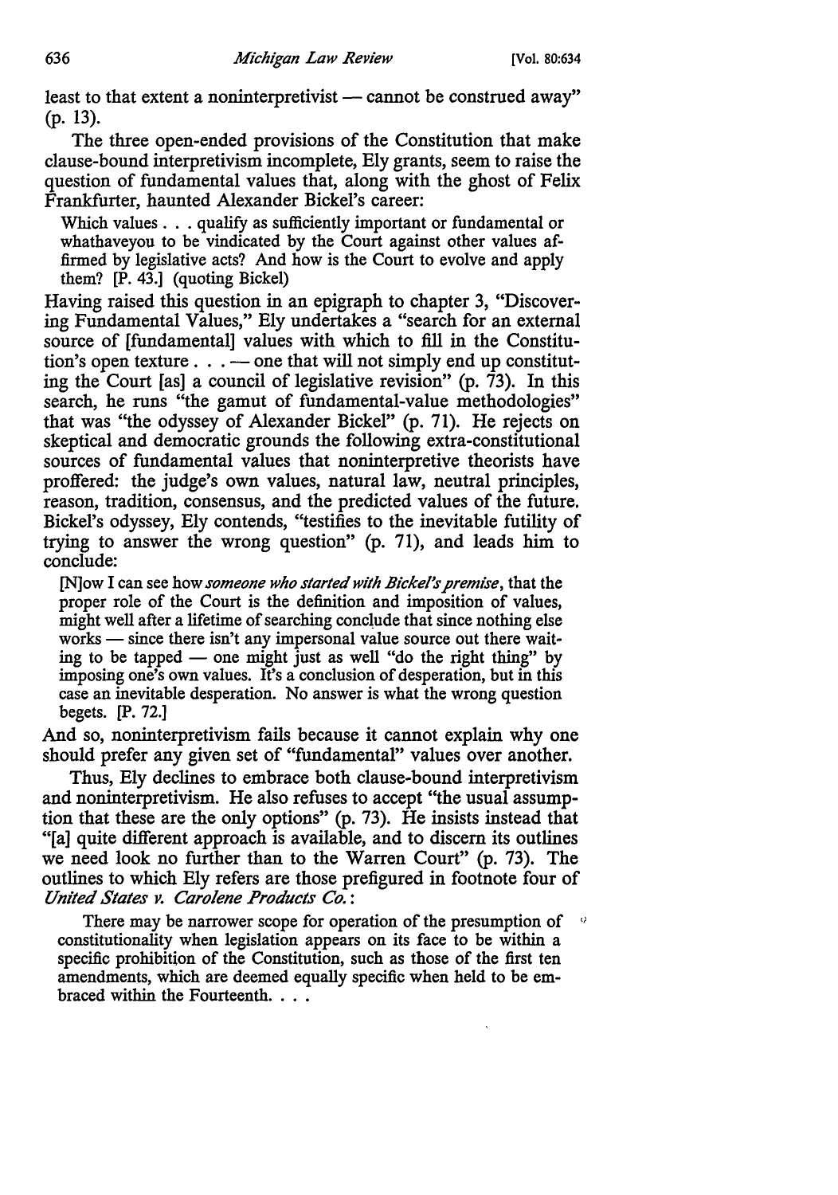least to that extent a noninterpretivist — cannot be construed away" (p. 13).

The three open-ended provisions of the Constitution that make clause-bound interpretivism incomplete, Ely grants, seem to raise the question of fundamental values that, along with the ghost of Felix Frankfurter, haunted Alexander Bickel's career:

> Which values . . . qualify as sufficiently important or fundamental or whathaveyou to be vindicated by the Court against other values affirmed by legislative acts? And how is the Court to evolve and apply them? [P. 43.] (quoting Bickel)

Having raised this question in an epigraph to chapter 3, "Discovering Fundamental Values," Ely undertakes a "search for an external source of [fundamental] values with which to fill in the Constitution's open texture . . . — one that will not simply end up constituting the Court [as] a council of legislative revision" (p. 73). In this search, he runs "the gamut of fundamental-value methodologies" that was "the odyssey of Alexander Bickel" (p. 71). He rejects on skeptical and democratic grounds the following extra-constitutional sources of fundamental values that noninterpretive theorists have proffered: the judge's own values, natural law, neutral principles, reason, tradition, consensus, and the predicted values of the future. Bickel's odyssey, Ely contends, "testifies to the inevitable futility of trying to answer the wrong question" (p. 71), and leads him to conclude:

> [N]ow I can see how *someone who started with Bickel's premise*, that the proper role of the Court is the definition and imposition of values, might well after a lifetime of searching conclude that since nothing else works — since there isn't any impersonal value source out there waiting to be tapped — one might just as well "do the right thing" by imposing one's own values. It's a conclusion of desperation, but in this case an inevitable desperation. No answer is what the wrong question begets. [P. 72.]

And so, noninterpretivism fails because it cannot explain why one should prefer any given set of "fundamental" values over another.

Thus, Ely declines to embrace both clause-bound interpretivism and noninterpretivism. He also refuses to accept "the usual assumption that these are the only options" (p. 73). He insists instead that "[a] quite different approach is available, and to discern its outlines we need look no further than to the Warren Court" (p. 73). The outlines to which Ely refers are those prefigured in footnote four of *United States v. Carolene Products Co.*:

> There may be narrower scope for operation of the presumption of constitutionality when legislation appears on its face to be within a specific prohibition of the Constitution, such as those of the first ten amendments, which are deemed equally specific when held to be embraced within the Fourteenth. . . .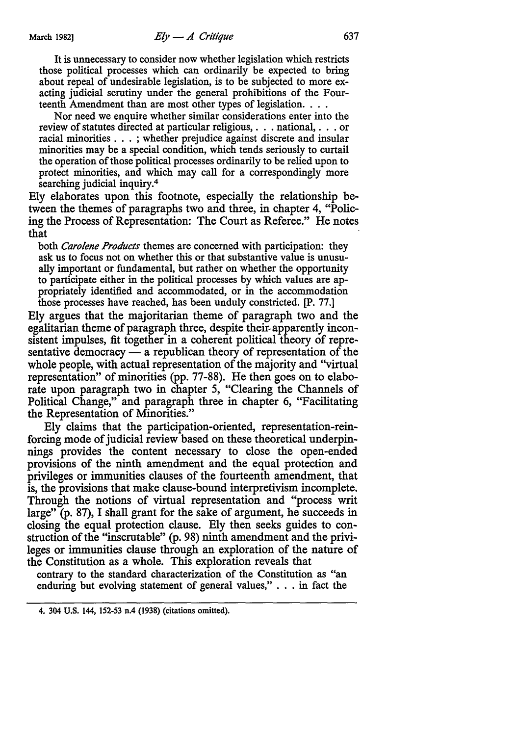> It is unnecessary to consider now whether legislation which restricts those political processes which can ordinarily be expected to bring about repeal of undesirable legislation, is to be subjected to more exacting judicial scrutiny under the general prohibitions of the Fourteenth Amendment than are most other types of legislation. . . .
>
> Nor need we enquire whether similar considerations enter into the review of statutes directed at particular religious, . . . national, . . . or racial minorities . . . ; whether prejudice against discrete and insular minorities may be a special condition, which tends seriously to curtail the operation of those political processes ordinarily to be relied upon to protect minorities, and which may call for a correspondingly more searching judicial inquiry.[4]

Ely elaborates upon this footnote, especially the relationship between the themes of paragraphs two and three, in chapter 4, "Policing the Process of Representation: The Court as Referee." He notes that

> both *Carolene Products* themes are concerned with participation: they ask us to focus not on whether this or that substantive value is unusually important or fundamental, but rather on whether the opportunity to participate either in the political processes by which values are appropriately identified and accommodated, or in the accommodation those processes have reached, has been unduly constricted. [P. 77.]

Ely argues that the majoritarian theme of paragraph two and the egalitarian theme of paragraph three, despite their apparently inconsistent impulses, fit together in a coherent political theory of representative democracy — a republican theory of representation of the whole people, with actual representation of the majority and "virtual representation" of minorities (pp. 77-88). He then goes on to elaborate upon paragraph two in chapter 5, "Clearing the Channels of Political Change," and paragraph three in chapter 6, "Facilitating the Representation of Minorities."

Ely claims that the participation-oriented, representation-reinforcing mode of judicial review based on these theoretical underpinnings provides the content necessary to close the open-ended provisions of the ninth amendment and the equal protection and privileges or immunities clauses of the fourteenth amendment, that is, the provisions that make clause-bound interpretivism incomplete. Through the notions of virtual representation and "process writ large" (p. 87), I shall grant for the sake of argument, he succeeds in closing the equal protection clause. Ely then seeks guides to construction of the "inscrutable" (p. 98) ninth amendment and the privileges or immunities clause through an exploration of the nature of the Constitution as a whole. This exploration reveals that

> contrary to the standard characterization of the Constitution as "an enduring but evolving statement of general values," . . . in fact the

---

4. 304 U.S. 144, 152-53 n.4 (1938) (citations omitted).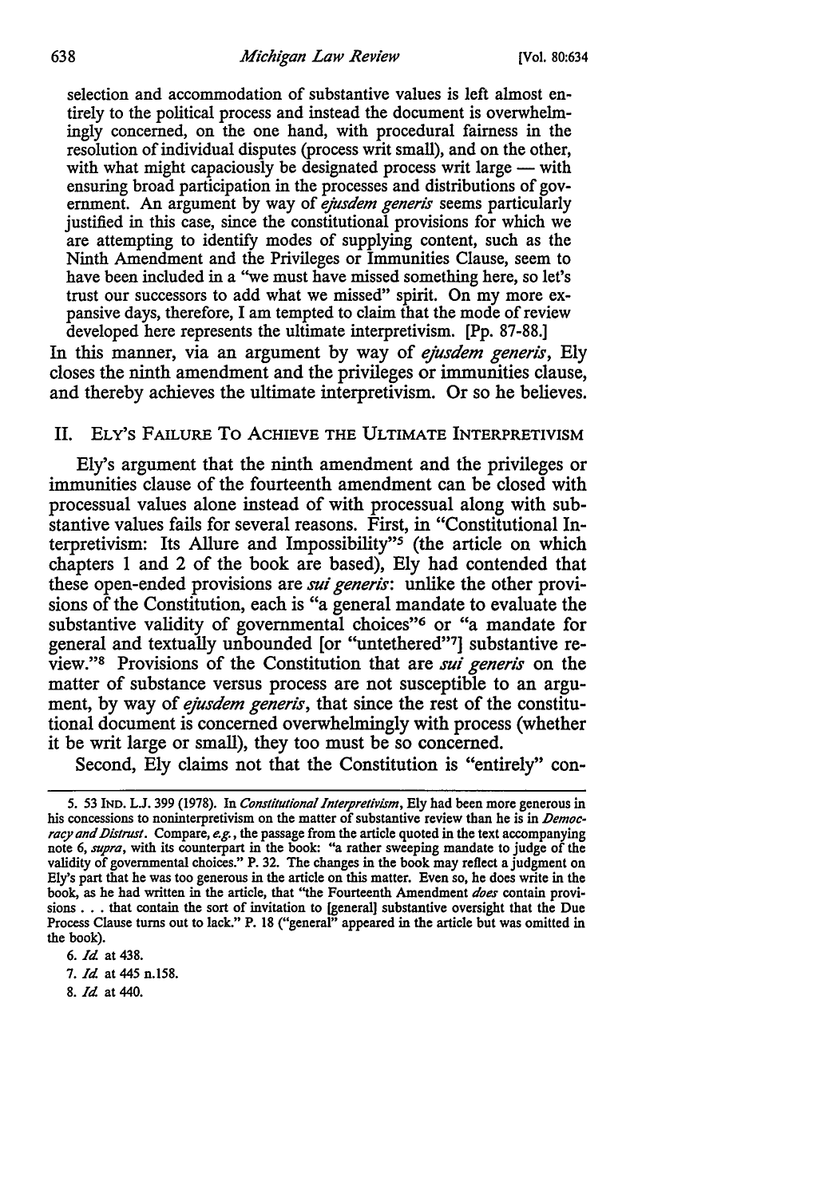selection and accommodation of substantive values is left almost entirely to the political process and instead the document is overwhelmingly concerned, on the one hand, with procedural fairness in the resolution of individual disputes (process writ small), and on the other, with what might capaciously be designated process writ large — with ensuring broad participation in the processes and distributions of government. An argument by way of *ejusdem generis* seems particularly justified in this case, since the constitutional provisions for which we are attempting to identify modes of supplying content, such as the Ninth Amendment and the Privileges or Immunities Clause, seem to have been included in a "we must have missed something here, so let's trust our successors to add what we missed" spirit. On my more expansive days, therefore, I am tempted to claim that the mode of review developed here represents the ultimate interpretivism. [Pp. 87-88.]

In this manner, via an argument by way of *ejusdem generis*, Ely closes the ninth amendment and the privileges or immunities clause, and thereby achieves the ultimate interpretivism. Or so he believes.

## II. Ely's Failure To Achieve the Ultimate Interpretivism

Ely's argument that the ninth amendment and the privileges or immunities clause of the fourteenth amendment can be closed with processual values alone instead of with processual along with substantive values fails for several reasons. First, in "Constitutional Interpretivism: Its Allure and Impossibility"[5] (the article on which chapters 1 and 2 of the book are based), Ely had contended that these open-ended provisions are *sui generis*: unlike the other provisions of the Constitution, each is "a general mandate to evaluate the substantive validity of governmental choices"[6] or "a mandate for general and textually unbounded [or "untethered"[7]] substantive review."[8] Provisions of the Constitution that are *sui generis* on the matter of substance versus process are not susceptible to an argument, by way of *ejusdem generis*, that since the rest of the constitutional document is concerned overwhelmingly with process (whether it be writ large or small), they too must be so concerned.

Second, Ely claims not that the Constitution is "entirely" con-

---

5. 53 Ind. L.J. 399 (1978). In *Constitutional Interpretivism*, Ely had been more generous in his concessions to noninterpretivism on the matter of substantive review than he is in *Democracy and Distrust*. Compare, *e.g.*, the passage from the article quoted in the text accompanying note 6, *supra*, with its counterpart in the book: "a rather sweeping mandate to judge of the validity of governmental choices." P. 32. The changes in the book may reflect a judgment on Ely's part that he was too generous in the article on this matter. Even so, he does write in the book, as he had written in the article, that "the Fourteenth Amendment *does* contain provisions . . . that contain the sort of invitation to [general] substantive oversight that the Due Process Clause turns out to lack." P. 18 ("general" appeared in the article but was omitted in the book).

6. *Id.* at 438.

7. *Id.* at 445 n.158.

8. *Id.* at 440.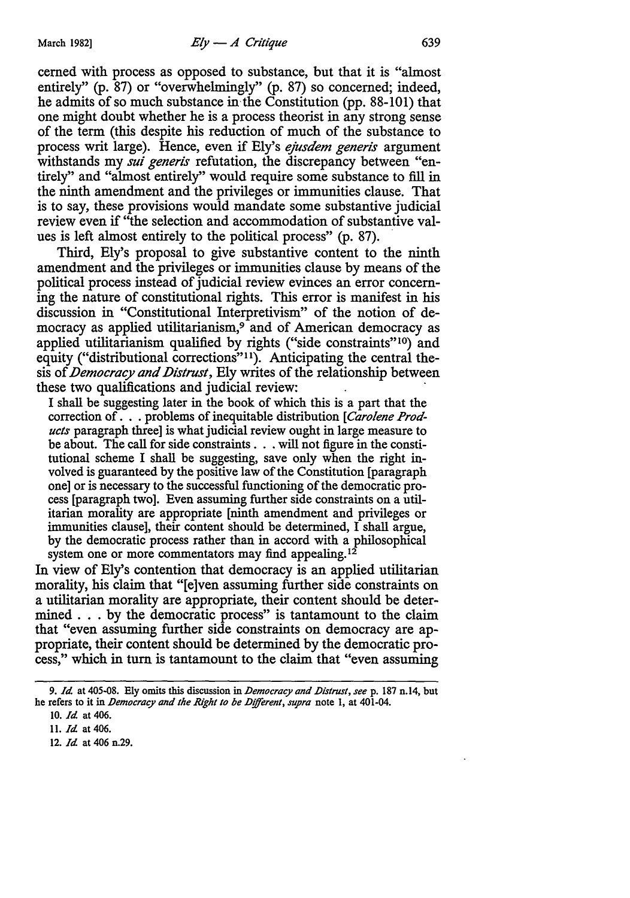cerned with process as opposed to substance, but that it is "almost entirely" (p. 87) or "overwhelmingly" (p. 87) so concerned; indeed, he admits of so much substance in the Constitution (pp. 88-101) that one might doubt whether he is a process theorist in any strong sense of the term (this despite his reduction of much of the substance to process writ large). Hence, even if Ely's *ejusdem generis* argument withstands my *sui generis* refutation, the discrepancy between "entirely" and "almost entirely" would require some substance to fill in the ninth amendment and the privileges or immunities clause. That is to say, these provisions would mandate some substantive judicial review even if "the selection and accommodation of substantive values is left almost entirely to the political process" (p. 87).

Third, Ely's proposal to give substantive content to the ninth amendment and the privileges or immunities clause by means of the political process instead of judicial review evinces an error concerning the nature of constitutional rights. This error is manifest in his discussion in "Constitutional Interpretivism" of the notion of democracy as applied utilitarianism,[9] and of American democracy as applied utilitarianism qualified by rights ("side constraints"[10]) and equity ("distributional corrections"[11]). Anticipating the central thesis of *Democracy and Distrust*, Ely writes of the relationship between these two qualifications and judicial review:

> I shall be suggesting later in the book of which this is a part that the correction of . . . problems of inequitable distribution [*Carolene Products* paragraph three] is what judicial review ought in large measure to be about. The call for side constraints . . . will not figure in the constitutional scheme I shall be suggesting, save only when the right involved is guaranteed by the positive law of the Constitution [paragraph one] or is necessary to the successful functioning of the democratic process [paragraph two]. Even assuming further side constraints on a utilitarian morality are appropriate [ninth amendment and privileges or immunities clause], their content should be determined, I shall argue, by the democratic process rather than in accord with a philosophical system one or more commentators may find appealing.[12]

In view of Ely's contention that democracy is an applied utilitarian morality, his claim that "[e]ven assuming further side constraints on a utilitarian morality are appropriate, their content should be determined . . . by the democratic process" is tantamount to the claim that "even assuming further side constraints on democracy are appropriate, their content should be determined by the democratic process," which in turn is tantamount to the claim that "even assuming

---

9. *Id.* at 405-08. Ely omits this discussion in *Democracy and Distrust*, *see* p. 187 n.14, but he refers to it in *Democracy and the Right to be Different*, *supra* note 1, at 401-04.

10. *Id.* at 406.

11. *Id.* at 406.

12. *Id.* at 406 n.29.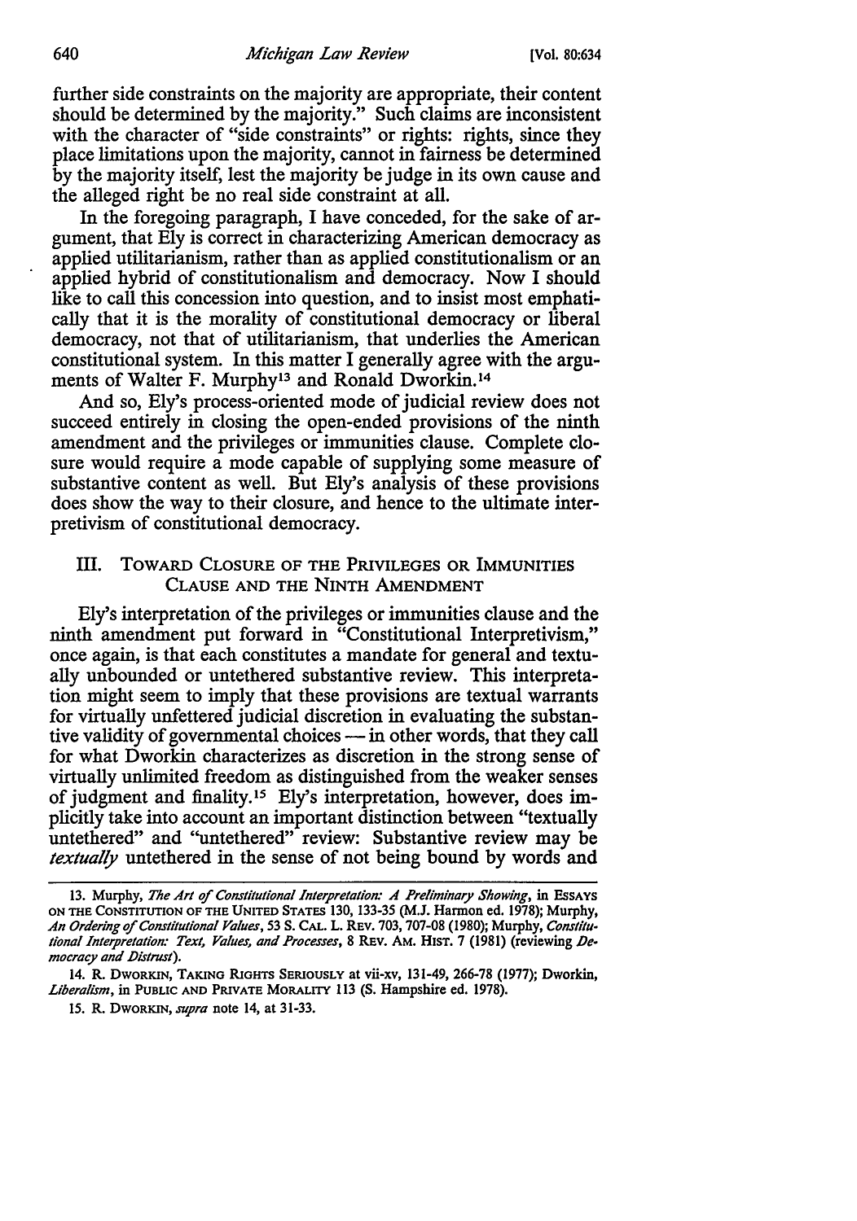further side constraints on the majority are appropriate, their content should be determined by the majority." Such claims are inconsistent with the character of "side constraints" or rights: rights, since they place limitations upon the majority, cannot in fairness be determined by the majority itself, lest the majority be judge in its own cause and the alleged right be no real side constraint at all.

In the foregoing paragraph, I have conceded, for the sake of argument, that Ely is correct in characterizing American democracy as applied utilitarianism, rather than as applied constitutionalism or an applied hybrid of constitutionalism and democracy. Now I should like to call this concession into question, and to insist most emphatically that it is the morality of constitutional democracy or liberal democracy, not that of utilitarianism, that underlies the American constitutional system. In this matter I generally agree with the arguments of Walter F. Murphy[13] and Ronald Dworkin.[14]

And so, Ely's process-oriented mode of judicial review does not succeed entirely in closing the open-ended provisions of the ninth amendment and the privileges or immunities clause. Complete closure would require a mode capable of supplying some measure of substantive content as well. But Ely's analysis of these provisions does show the way to their closure, and hence to the ultimate interpretivism of constitutional democracy.

## III. Toward Closure of the Privileges or Immunities Clause and the Ninth Amendment

Ely's interpretation of the privileges or immunities clause and the ninth amendment put forward in "Constitutional Interpretivism," once again, is that each constitutes a mandate for general and textually unbounded or untethered substantive review. This interpretation might seem to imply that these provisions are textual warrants for virtually unfettered judicial discretion in evaluating the substantive validity of governmental choices — in other words, that they call for what Dworkin characterizes as discretion in the strong sense of virtually unlimited freedom as distinguished from the weaker senses of judgment and finality.[15] Ely's interpretation, however, does implicitly take into account an important distinction between "textually untethered" and "untethered" review: Substantive review may be *textually* untethered in the sense of not being bound by words and

---

13. Murphy, *The Art of Constitutional Interpretation: A Preliminary Showing*, in Essays on the Constitution of the United States 130, 133-35 (M.J. Harmon ed. 1978); Murphy, *An Ordering of Constitutional Values*, 53 S. Cal. L. Rev. 703, 707-08 (1980); Murphy, *Constitutional Interpretation: Text, Values, and Processes*, 8 Rev. Am. Hist. 7 (1981) (reviewing *Democracy and Distrust*).

14. R. Dworkin, Taking Rights Seriously at vii-xv, 131-49, 266-78 (1977); Dworkin, *Liberalism*, in Public and Private Morality 113 (S. Hampshire ed. 1978).

15. R. Dworkin, *supra* note 14, at 31-33.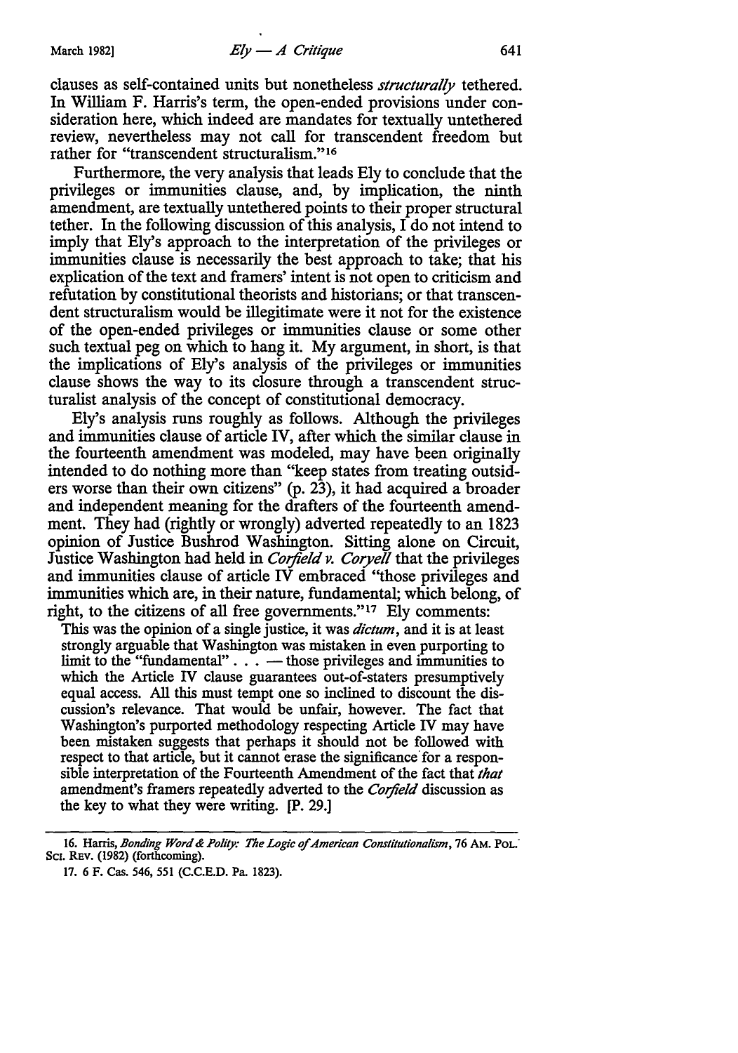clauses as self-contained units but nonetheless *structurally* tethered. In William F. Harris's term, the open-ended provisions under consideration here, which indeed are mandates for textually untethered review, nevertheless may not call for transcendent freedom but rather for "transcendent structuralism."[16]

Furthermore, the very analysis that leads Ely to conclude that the privileges or immunities clause, and, by implication, the ninth amendment, are textually untethered points to their proper structural tether. In the following discussion of this analysis, I do not intend to imply that Ely's approach to the interpretation of the privileges or immunities clause is necessarily the best approach to take; that his explication of the text and framers' intent is not open to criticism and refutation by constitutional theorists and historians; or that transcendent structuralism would be illegitimate were it not for the existence of the open-ended privileges or immunities clause or some other such textual peg on which to hang it. My argument, in short, is that the implications of Ely's analysis of the privileges or immunities clause shows the way to its closure through a transcendent structuralist analysis of the concept of constitutional democracy.

Ely's analysis runs roughly as follows. Although the privileges and immunities clause of article IV, after which the similar clause in the fourteenth amendment was modeled, may have been originally intended to do nothing more than "keep states from treating outsiders worse than their own citizens" (p. 23), it had acquired a broader and independent meaning for the drafters of the fourteenth amendment. They had (rightly or wrongly) adverted repeatedly to an 1823 opinion of Justice Bushrod Washington. Sitting alone on Circuit, Justice Washington had held in *Corfield v. Coryell* that the privileges and immunities clause of article IV embraced "those privileges and immunities which are, in their nature, fundamental; which belong, of right, to the citizens of all free governments."[17] Ely comments:

> This was the opinion of a single justice, it was *dictum*, and it is at least strongly arguable that Washington was mistaken in even purporting to limit to the "fundamental" . . . — those privileges and immunities to which the Article IV clause guarantees out-of-staters presumptively equal access. All this must tempt one so inclined to discount the discussion's relevance. That would be unfair, however. The fact that Washington's purported methodology respecting Article IV may have been mistaken suggests that perhaps it should not be followed with respect to that article, but it cannot erase the significance for a responsible interpretation of the Fourteenth Amendment of the fact that *that* amendment's framers repeatedly adverted to the *Corfield* discussion as the key to what they were writing. [P. 29.]

---

16. Harris, *Bonding Word & Polity: The Logic of American Constitutionalism*, 76 AM. POL. SCI. REV. (1982) (forthcoming).

17. 6 F. Cas. 546, 551 (C.C.E.D. Pa. 1823).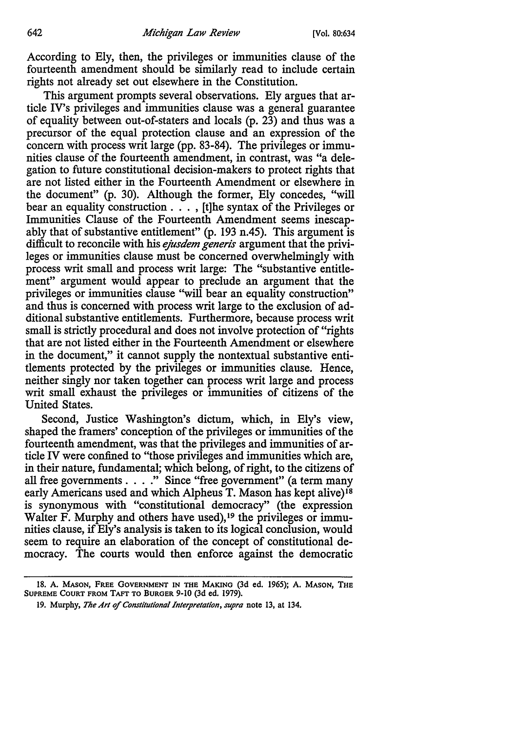According to Ely, then, the privileges or immunities clause of the fourteenth amendment should be similarly read to include certain rights not already set out elsewhere in the Constitution.

This argument prompts several observations. Ely argues that article IV's privileges and immunities clause was a general guarantee of equality between out-of-staters and locals (p. 23) and thus was a precursor of the equal protection clause and an expression of the concern with process writ large (pp. 83-84). The privileges or immunities clause of the fourteenth amendment, in contrast, was "a delegation to future constitutional decision-makers to protect rights that are not listed either in the Fourteenth Amendment or elsewhere in the document" (p. 30). Although the former, Ely concedes, "will bear an equality construction . . . , [t]he syntax of the Privileges or Immunities Clause of the Fourteenth Amendment seems inescapably that of substantive entitlement" (p. 193 n.45). This argument is difficult to reconcile with his *ejusdem generis* argument that the privileges or immunities clause must be concerned overwhelmingly with process writ small and process writ large: The "substantive entitlement" argument would appear to preclude an argument that the privileges or immunities clause "will bear an equality construction" and thus is concerned with process writ large to the exclusion of additional substantive entitlements. Furthermore, because process writ small is strictly procedural and does not involve protection of "rights that are not listed either in the Fourteenth Amendment or elsewhere in the document," it cannot supply the nontextual substantive entitlements protected by the privileges or immunities clause. Hence, neither singly nor taken together can process writ large and process writ small exhaust the privileges or immunities of citizens of the United States.

Second, Justice Washington's dictum, which, in Ely's view, shaped the framers' conception of the privileges or immunities of the fourteenth amendment, was that the privileges and immunities of article IV were confined to "those privileges and immunities which are, in their nature, fundamental; which belong, of right, to the citizens of all free governments . . . ." Since "free government" (a term many early Americans used and which Alpheus T. Mason has kept alive)[18] is synonymous with "constitutional democracy" (the expression Walter F. Murphy and others have used),[19] the privileges or immunities clause, if Ely's analysis is taken to its logical conclusion, would seem to require an elaboration of the concept of constitutional democracy. The courts would then enforce against the democratic

---

18. A. MASON, FREE GOVERNMENT IN THE MAKING (3d ed. 1965); A. MASON, THE SUPREME COURT FROM TAFT TO BURGER 9-10 (3d ed. 1979).

19. Murphy, *The Art of Constitutional Interpretation*, *supra* note 13, at 134.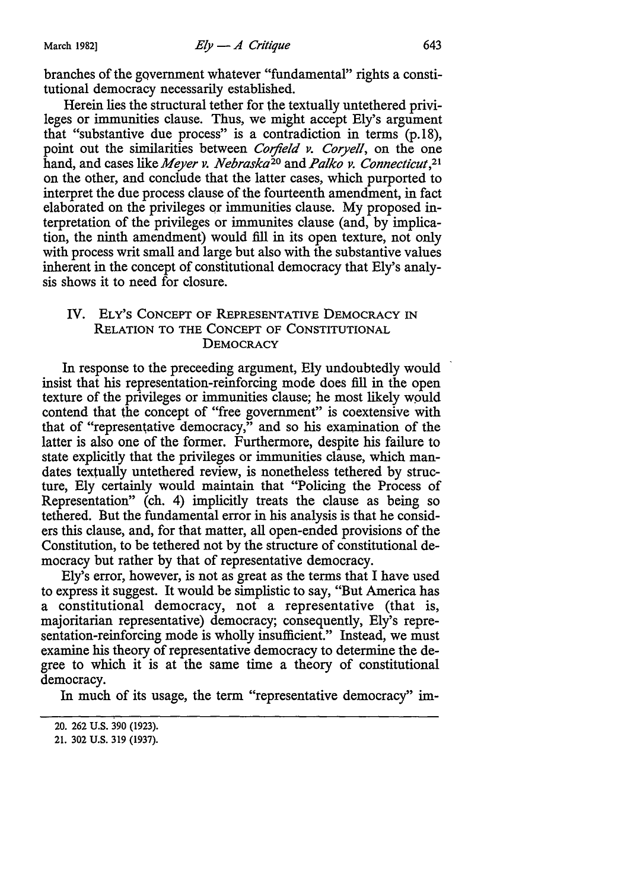branches of the government whatever "fundamental" rights a constitutional democracy necessarily established.

Herein lies the structural tether for the textually untethered privileges or immunities clause. Thus, we might accept Ely's argument that "substantive due process" is a contradiction in terms (p.18), point out the similarities between *Corfield v. Coryell*, on the one hand, and cases like *Meyer v. Nebraska*[20] and *Palko v. Connecticut*,[21] on the other, and conclude that the latter cases, which purported to interpret the due process clause of the fourteenth amendment, in fact elaborated on the privileges or immunities clause. My proposed interpretation of the privileges or immunites clause (and, by implication, the ninth amendment) would fill in its open texture, not only with process writ small and large but also with the substantive values inherent in the concept of constitutional democracy that Ely's analysis shows it to need for closure.

## IV. Ely's Concept of Representative Democracy in Relation to the Concept of Constitutional Democracy

In response to the preceeding argument, Ely undoubtedly would insist that his representation-reinforcing mode does fill in the open texture of the privileges or immunities clause; he most likely would contend that the concept of "free government" is coextensive with that of "representative democracy," and so his examination of the latter is also one of the former. Furthermore, despite his failure to state explicitly that the privileges or immunities clause, which mandates textually untethered review, is nonetheless tethered by structure, Ely certainly would maintain that "Policing the Process of Representation" (ch. 4) implicitly treats the clause as being so tethered. But the fundamental error in his analysis is that he considers this clause, and, for that matter, all open-ended provisions of the Constitution, to be tethered not by the structure of constitutional democracy but rather by that of representative democracy.

Ely's error, however, is not as great as the terms that I have used to express it suggest. It would be simplistic to say, "But America has a constitutional democracy, not a representative (that is, majoritarian representative) democracy; consequently, Ely's representation-reinforcing mode is wholly insufficient." Instead, we must examine his theory of representative democracy to determine the degree to which it is at the same time a theory of constitutional democracy.

In much of its usage, the term "representative democracy" im-

---

20. 262 U.S. 390 (1923).

21. 302 U.S. 319 (1937).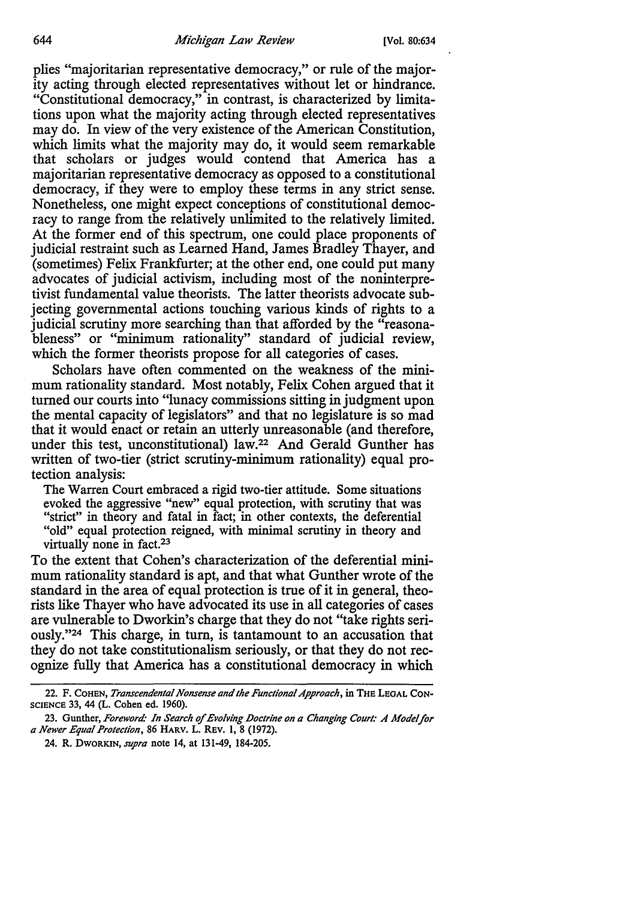plies "majoritarian representative democracy," or rule of the majority acting through elected representatives without let or hindrance. "Constitutional democracy," in contrast, is characterized by limitations upon what the majority acting through elected representatives may do. In view of the very existence of the American Constitution, which limits what the majority may do, it would seem remarkable that scholars or judges would contend that America has a majoritarian representative democracy as opposed to a constitutional democracy, if they were to employ these terms in any strict sense. Nonetheless, one might expect conceptions of constitutional democracy to range from the relatively unlimited to the relatively limited. At the former end of this spectrum, one could place proponents of judicial restraint such as Learned Hand, James Bradley Thayer, and (sometimes) Felix Frankfurter; at the other end, one could put many advocates of judicial activism, including most of the noninterpretivist fundamental value theorists. The latter theorists advocate subjecting governmental actions touching various kinds of rights to a judicial scrutiny more searching than that afforded by the "reasonableness" or "minimum rationality" standard of judicial review, which the former theorists propose for all categories of cases.

Scholars have often commented on the weakness of the minimum rationality standard. Most notably, Felix Cohen argued that it turned our courts into "lunacy commissions sitting in judgment upon the mental capacity of legislators" and that no legislature is so mad that it would enact or retain an utterly unreasonable (and therefore, under this test, unconstitutional) law.[22] And Gerald Gunther has written of two-tier (strict scrutiny-minimum rationality) equal protection analysis:

> The Warren Court embraced a rigid two-tier attitude. Some situations evoked the aggressive "new" equal protection, with scrutiny that was "strict" in theory and fatal in fact; in other contexts, the deferential "old" equal protection reigned, with minimal scrutiny in theory and virtually none in fact.[23]

To the extent that Cohen's characterization of the deferential minimum rationality standard is apt, and that what Gunther wrote of the standard in the area of equal protection is true of it in general, theorists like Thayer who have advocated its use in all categories of cases are vulnerable to Dworkin's charge that they do not "take rights seriously."[24] This charge, in turn, is tantamount to an accusation that they do not take constitutionalism seriously, or that they do not recognize fully that America has a constitutional democracy in which

---

22. F. COHEN, *Transcendental Nonsense and the Functional Approach*, in THE LEGAL CONSCIENCE 33, 44 (L. Cohen ed. 1960).

23. Gunther, *Foreword: In Search of Evolving Doctrine on a Changing Court: A Model for a Newer Equal Protection*, 86 HARV. L. REV. 1, 8 (1972).

24. R. DWORKIN, *supra* note 14, at 131-49, 184-205.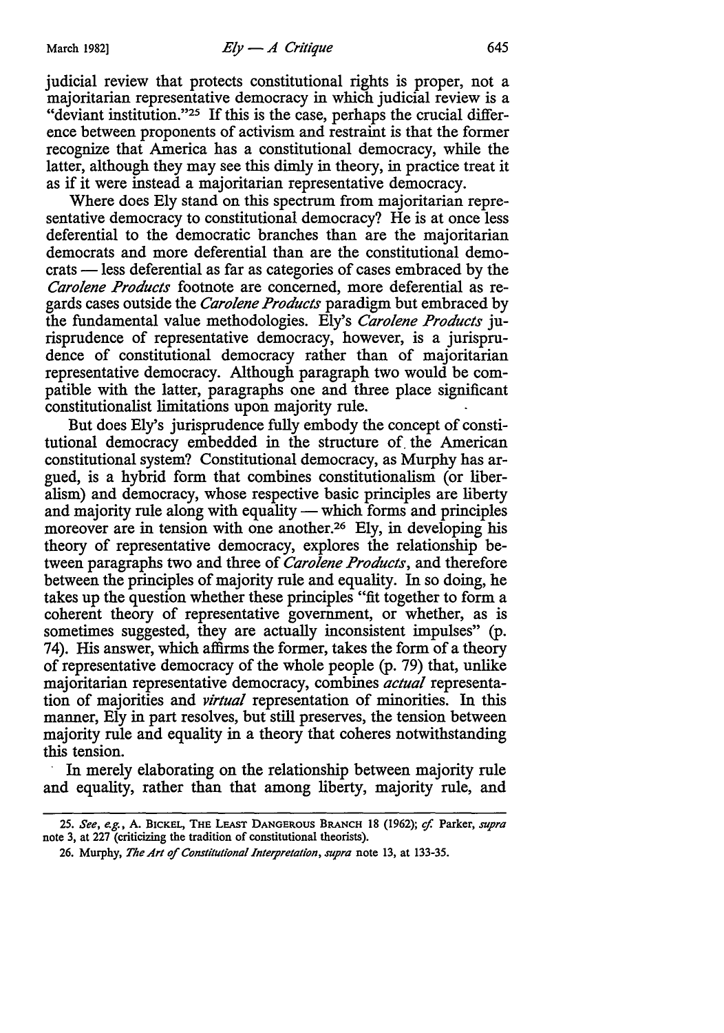judicial review that protects constitutional rights is proper, not a majoritarian representative democracy in which judicial review is a "deviant institution."[25] If this is the case, perhaps the crucial difference between proponents of activism and restraint is that the former recognize that America has a constitutional democracy, while the latter, although they may see this dimly in theory, in practice treat it as if it were instead a majoritarian representative democracy.

Where does Ely stand on this spectrum from majoritarian representative democracy to constitutional democracy? He is at once less deferential to the democratic branches than are the majoritarian democrats and more deferential than are the constitutional democrats — less deferential as far as categories of cases embraced by the *Carolene Products* footnote are concerned, more deferential as regards cases outside the *Carolene Products* paradigm but embraced by the fundamental value methodologies. Ely's *Carolene Products* jurisprudence of representative democracy, however, is a jurisprudence of constitutional democracy rather than of majoritarian representative democracy. Although paragraph two would be compatible with the latter, paragraphs one and three place significant constitutionalist limitations upon majority rule.

But does Ely's jurisprudence fully embody the concept of constitutional democracy embedded in the structure of the American constitutional system? Constitutional democracy, as Murphy has argued, is a hybrid form that combines constitutionalism (or liberalism) and democracy, whose respective basic principles are liberty and majority rule along with equality — which forms and principles moreover are in tension with one another.[26] Ely, in developing his theory of representative democracy, explores the relationship between paragraphs two and three of *Carolene Products*, and therefore between the principles of majority rule and equality. In so doing, he takes up the question whether these principles "fit together to form a coherent theory of representative government, or whether, as is sometimes suggested, they are actually inconsistent impulses" (p. 74). His answer, which affirms the former, takes the form of a theory of representative democracy of the whole people (p. 79) that, unlike majoritarian representative democracy, combines *actual* representation of majorities and *virtual* representation of minorities. In this manner, Ely in part resolves, but still preserves, the tension between majority rule and equality in a theory that coheres notwithstanding this tension.

In merely elaborating on the relationship between majority rule and equality, rather than that among liberty, majority rule, and

---

25. *See, e.g.*, A. BICKEL, THE LEAST DANGEROUS BRANCH 18 (1962); *cf.* Parker, *supra* note 3, at 227 (criticizing the tradition of constitutional theorists).

26. Murphy, *The Art of Constitutional Interpretation*, *supra* note 13, at 133-35.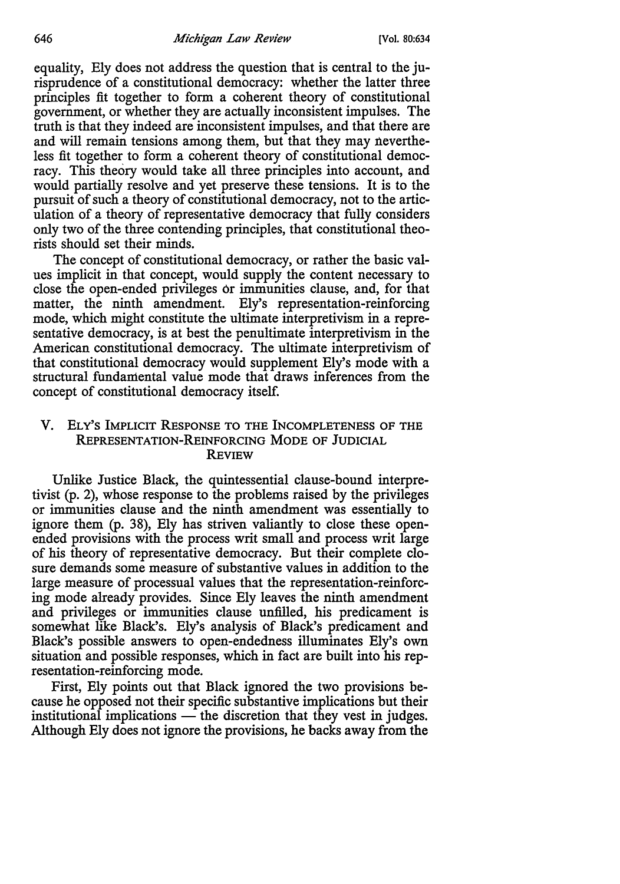equality, Ely does not address the question that is central to the jurisprudence of a constitutional democracy: whether the latter three principles fit together to form a coherent theory of constitutional government, or whether they are actually inconsistent impulses. The truth is that they indeed are inconsistent impulses, and that there are and will remain tensions among them, but that they may nevertheless fit together to form a coherent theory of constitutional democracy. This theory would take all three principles into account, and would partially resolve and yet preserve these tensions. It is to the pursuit of such a theory of constitutional democracy, not to the articulation of a theory of representative democracy that fully considers only two of the three contending principles, that constitutional theorists should set their minds.

The concept of constitutional democracy, or rather the basic values implicit in that concept, would supply the content necessary to close the open-ended privileges or immunities clause, and, for that matter, the ninth amendment. Ely's representation-reinforcing mode, which might constitute the ultimate interpretivism in a representative democracy, is at best the penultimate interpretivism in the American constitutional democracy. The ultimate interpretivism of that constitutional democracy would supplement Ely's mode with a structural fundamental value mode that draws inferences from the concept of constitutional democracy itself.

## V. ELY'S IMPLICIT RESPONSE TO THE INCOMPLETENESS OF THE REPRESENTATION-REINFORCING MODE OF JUDICIAL REVIEW

Unlike Justice Black, the quintessential clause-bound interpretivist (p. 2), whose response to the problems raised by the privileges or immunities clause and the ninth amendment was essentially to ignore them (p. 38), Ely has striven valiantly to close these open-ended provisions with the process writ small and process writ large of his theory of representative democracy. But their complete closure demands some measure of substantive values in addition to the large measure of processual values that the representation-reinforcing mode already provides. Since Ely leaves the ninth amendment and privileges or immunities clause unfilled, his predicament is somewhat like Black's. Ely's analysis of Black's predicament and Black's possible answers to open-endedness illuminates Ely's own situation and possible responses, which in fact are built into his representation-reinforcing mode.

First, Ely points out that Black ignored the two provisions because he opposed not their specific substantive implications but their institutional implications — the discretion that they vest in judges. Although Ely does not ignore the provisions, he backs away from the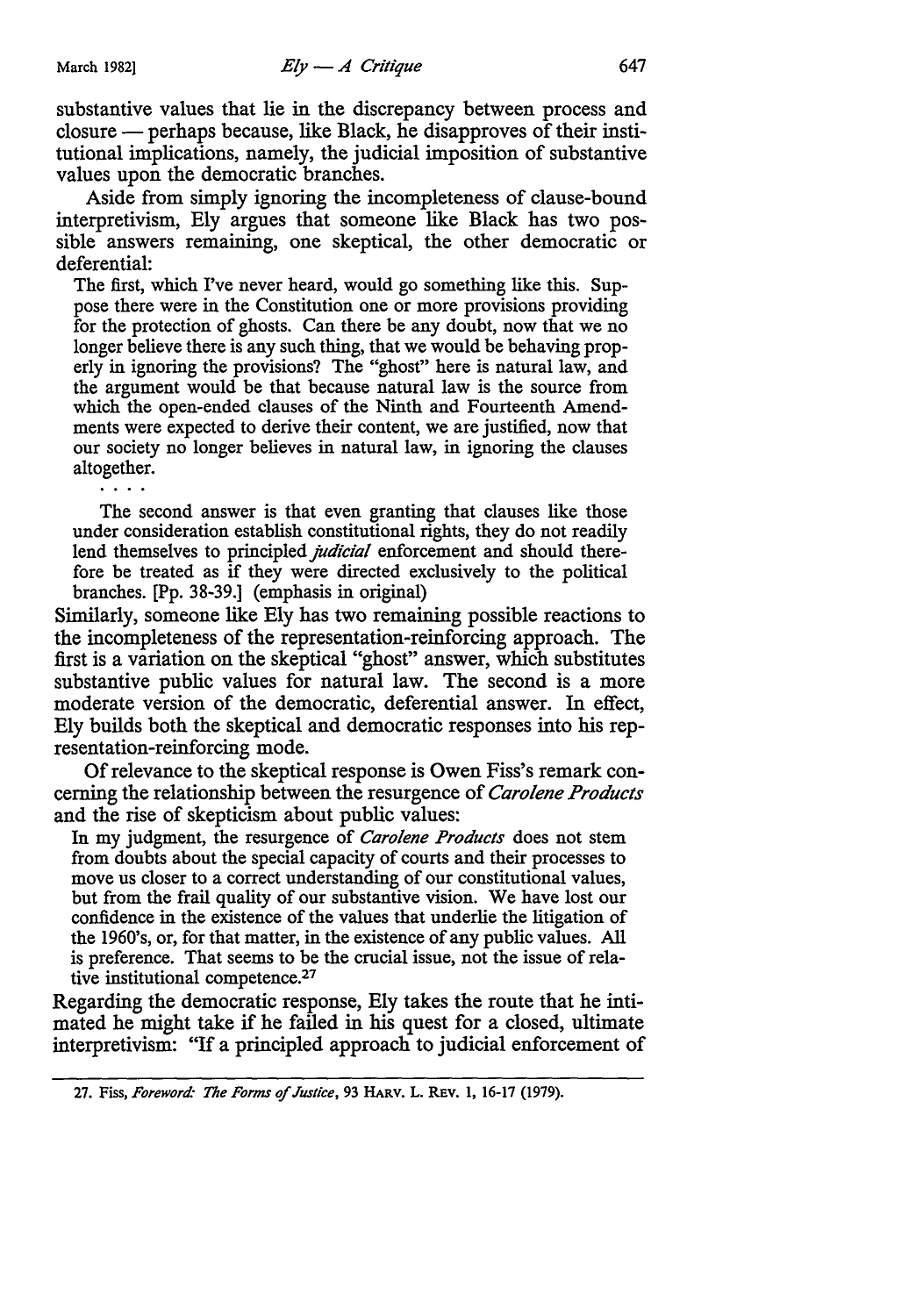substantive values that lie in the discrepancy between process and closure — perhaps because, like Black, he disapproves of their institutional implications, namely, the judicial imposition of substantive values upon the democratic branches.

Aside from simply ignoring the incompleteness of clause-bound interpretivism, Ely argues that someone like Black has two possible answers remaining, one skeptical, the other democratic or deferential:

> The first, which I've never heard, would go something like this. Suppose there were in the Constitution one or more provisions providing for the protection of ghosts. Can there be any doubt, now that we no longer believe there is any such thing, that we would be behaving properly in ignoring the provisions? The "ghost" here is natural law, and the argument would be that because natural law is the source from which the open-ended clauses of the Ninth and Fourteenth Amendments were expected to derive their content, we are justified, now that our society no longer believes in natural law, in ignoring the clauses altogether.
>
> . . . .
>
> The second answer is that even granting that clauses like those under consideration establish constitutional rights, they do not readily lend themselves to principled *judicial* enforcement and should therefore be treated as if they were directed exclusively to the political branches. [Pp. 38-39.] (emphasis in original)

Similarly, someone like Ely has two remaining possible reactions to the incompleteness of the representation-reinforcing approach. The first is a variation on the skeptical "ghost" answer, which substitutes substantive public values for natural law. The second is a more moderate version of the democratic, deferential answer. In effect, Ely builds both the skeptical and democratic responses into his representation-reinforcing mode.

Of relevance to the skeptical response is Owen Fiss's remark concerning the relationship between the resurgence of *Carolene Products* and the rise of skepticism about public values:

> In my judgment, the resurgence of *Carolene Products* does not stem from doubts about the special capacity of courts and their processes to move us closer to a correct understanding of our constitutional values, but from the frail quality of our substantive vision. We have lost our confidence in the existence of the values that underlie the litigation of the 1960's, or, for that matter, in the existence of any public values. All is preference. That seems to be the crucial issue, not the issue of relative institutional competence.[27]

Regarding the democratic response, Ely takes the route that he intimated he might take if he failed in his quest for a closed, ultimate interpretivism: "If a principled approach to judicial enforcement of

---

27. Fiss, *Foreword: The Forms of Justice*, 93 HARV. L. REV. 1, 16-17 (1979).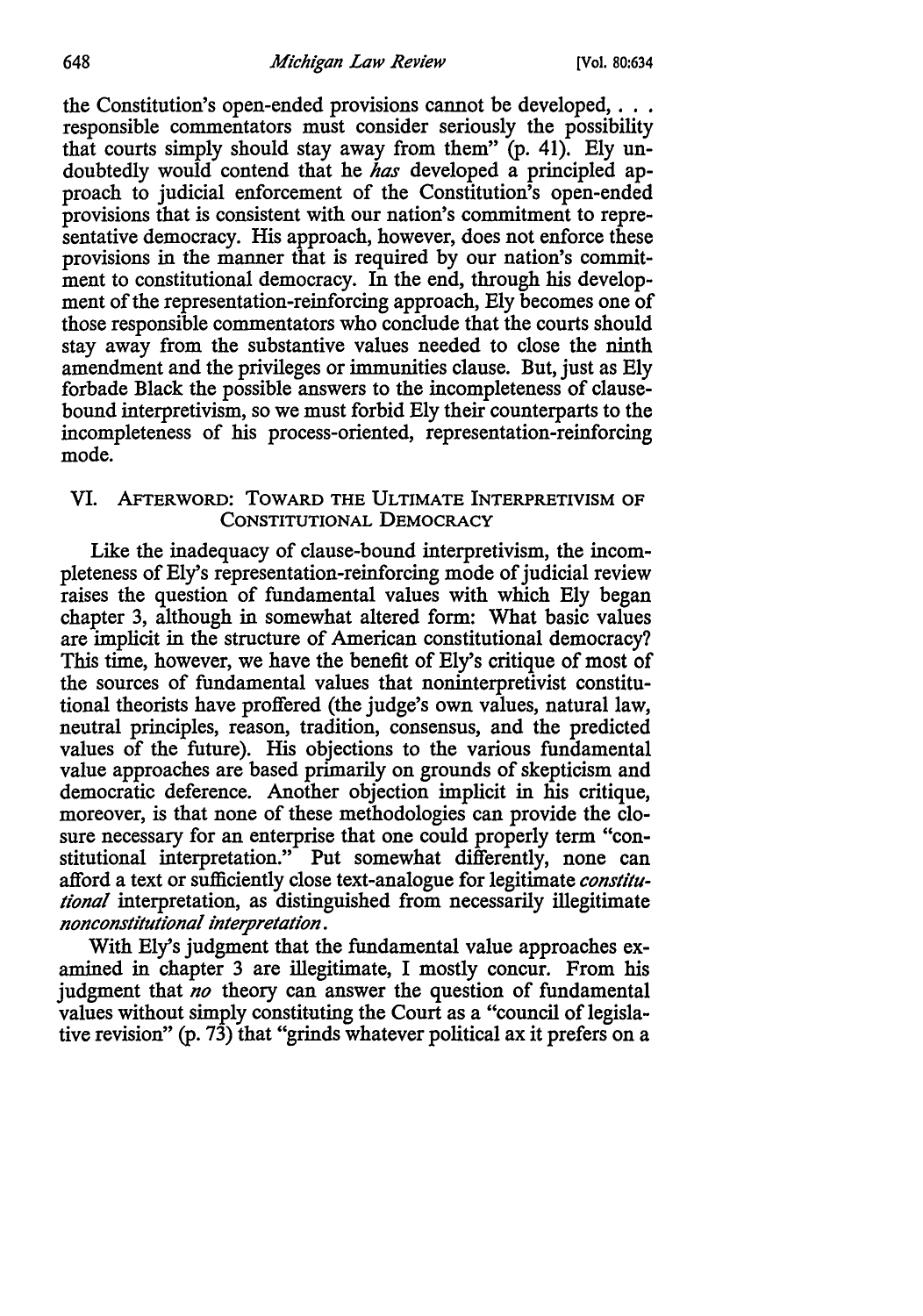the Constitution's open-ended provisions cannot be developed, . . . responsible commentators must consider seriously the possibility that courts simply should stay away from them" (p. 41). Ely undoubtedly would contend that he *has* developed a principled approach to judicial enforcement of the Constitution's open-ended provisions that is consistent with our nation's commitment to representative democracy. His approach, however, does not enforce these provisions in the manner that is required by our nation's commitment to constitutional democracy. In the end, through his development of the representation-reinforcing approach, Ely becomes one of those responsible commentators who conclude that the courts should stay away from the substantive values needed to close the ninth amendment and the privileges or immunities clause. But, just as Ely forbade Black the possible answers to the incompleteness of clause-bound interpretivism, so we must forbid Ely their counterparts to the incompleteness of his process-oriented, representation-reinforcing mode.

## VI. Afterword: Toward the Ultimate Interpretivism of Constitutional Democracy

Like the inadequacy of clause-bound interpretivism, the incompleteness of Ely's representation-reinforcing mode of judicial review raises the question of fundamental values with which Ely began chapter 3, although in somewhat altered form: What basic values are implicit in the structure of American constitutional democracy? This time, however, we have the benefit of Ely's critique of most of the sources of fundamental values that noninterpretivist constitutional theorists have proffered (the judge's own values, natural law, neutral principles, reason, tradition, consensus, and the predicted values of the future). His objections to the various fundamental value approaches are based primarily on grounds of skepticism and democratic deference. Another objection implicit in his critique, moreover, is that none of these methodologies can provide the closure necessary for an enterprise that one could properly term "constitutional interpretation." Put somewhat differently, none can afford a text or sufficiently close text-analogue for legitimate *constitutional* interpretation, as distinguished from necessarily illegitimate *nonconstitutional interpretation*.

With Ely's judgment that the fundamental value approaches examined in chapter 3 are illegitimate, I mostly concur. From his judgment that *no* theory can answer the question of fundamental values without simply constituting the Court as a "council of legislative revision" (p. 73) that "grinds whatever political ax it prefers on a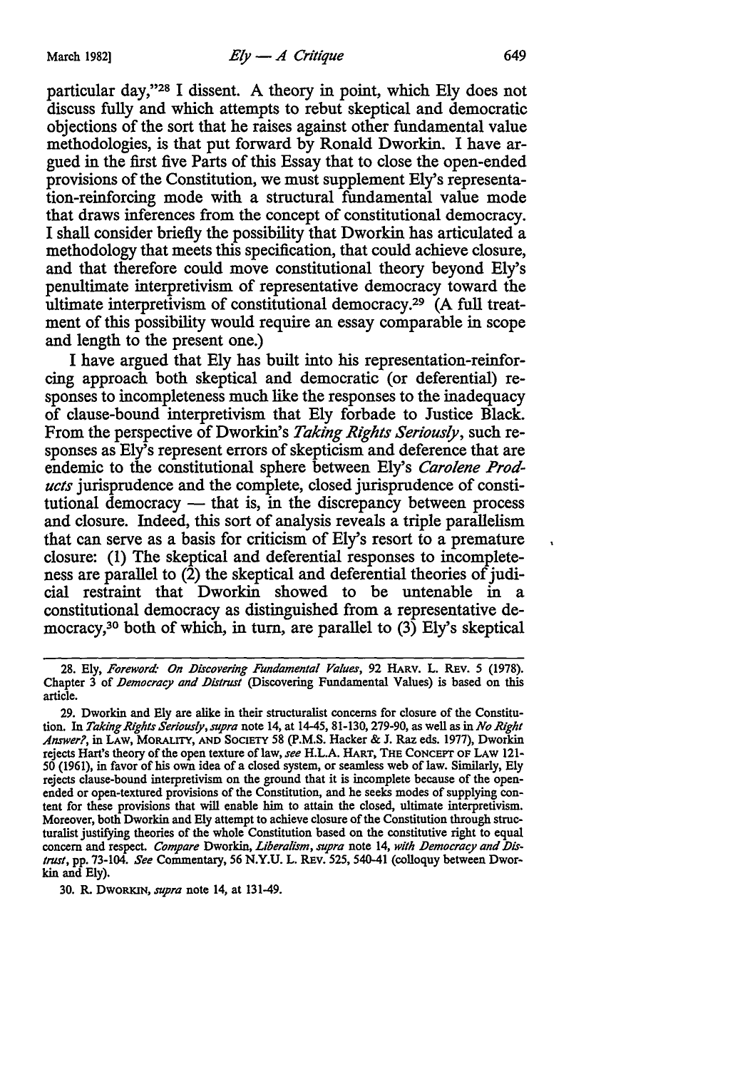particular day,"[28] I dissent. A theory in point, which Ely does not discuss fully and which attempts to rebut skeptical and democratic objections of the sort that he raises against other fundamental value methodologies, is that put forward by Ronald Dworkin. I have argued in the first five Parts of this Essay that to close the open-ended provisions of the Constitution, we must supplement Ely's representation-reinforcing mode with a structural fundamental value mode that draws inferences from the concept of constitutional democracy. I shall consider briefly the possibility that Dworkin has articulated a methodology that meets this specification, that could achieve closure, and that therefore could move constitutional theory beyond Ely's penultimate interpretivism of representative democracy toward the ultimate interpretivism of constitutional democracy.[29] (A full treatment of this possibility would require an essay comparable in scope and length to the present one.)

I have argued that Ely has built into his representation-reinforcing approach both skeptical and democratic (or deferential) responses to incompleteness much like the responses to the inadequacy of clause-bound interpretivism that Ely forbade to Justice Black. From the perspective of Dworkin's *Taking Rights Seriously*, such responses as Ely's represent errors of skepticism and deference that are endemic to the constitutional sphere between Ely's *Carolene Products* jurisprudence and the complete, closed jurisprudence of constitutional democracy — that is, in the discrepancy between process and closure. Indeed, this sort of analysis reveals a triple parallelism that can serve as a basis for criticism of Ely's resort to a premature closure: (1) The skeptical and deferential responses to incompleteness are parallel to (2) the skeptical and deferential theories of judicial restraint that Dworkin showed to be untenable in a constitutional democracy as distinguished from a representative democracy,[30] both of which, in turn, are parallel to (3) Ely's skeptical

---

28. Ely, *Foreword: On Discovering Fundamental Values*, 92 HARV. L. REV. 5 (1978). Chapter 3 of *Democracy and Distrust* (Discovering Fundamental Values) is based on this article.

29. Dworkin and Ely are alike in their structuralist concerns for closure of the Constitution. In *Taking Rights Seriously*, *supra* note 14, at 14-45, 81-130, 279-90, as well as in *No Right Answer?*, in LAW, MORALITY, AND SOCIETY 58 (P.M.S. Hacker & J. Raz eds. 1977), Dworkin rejects Hart's theory of the open texture of law, *see* H.L.A. HART, THE CONCEPT OF LAW 121-50 (1961), in favor of his own idea of a closed system, or seamless web of law. Similarly, Ely rejects clause-bound interpretivism on the ground that it is incomplete because of the open-ended or open-textured provisions of the Constitution, and he seeks modes of supplying content for these provisions that will enable him to attain the closed, ultimate interpretivism. Moreover, both Dworkin and Ely attempt to achieve closure of the Constitution through structuralist justifying theories of the whole Constitution based on the constitutive right to equal concern and respect. *Compare* Dworkin, *Liberalism*, *supra* note 14, *with Democracy and Distrust*, pp. 73-104. *See* Commentary, 56 N.Y.U. L. REV. 525, 540-41 (colloquy between Dworkin and Ely).

30. R. DWORKIN, *supra* note 14, at 131-49.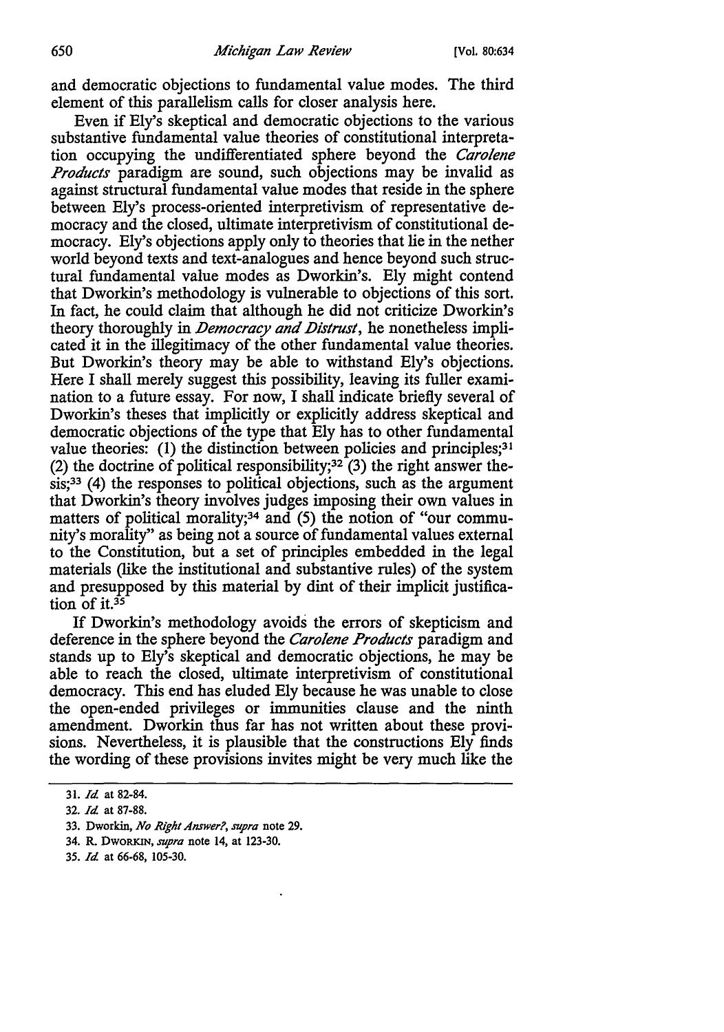and democratic objections to fundamental value modes. The third element of this parallelism calls for closer analysis here.

Even if Ely's skeptical and democratic objections to the various substantive fundamental value theories of constitutional interpretation occupying the undifferentiated sphere beyond the *Carolene Products* paradigm are sound, such objections may be invalid as against structural fundamental value modes that reside in the sphere between Ely's process-oriented interpretivism of representative democracy and the closed, ultimate interpretivism of constitutional democracy. Ely's objections apply only to theories that lie in the nether world beyond texts and text-analogues and hence beyond such structural fundamental value modes as Dworkin's. Ely might contend that Dworkin's methodology is vulnerable to objections of this sort. In fact, he could claim that although he did not criticize Dworkin's theory thoroughly in *Democracy and Distrust*, he nonetheless implicated it in the illegitimacy of the other fundamental value theories. But Dworkin's theory may be able to withstand Ely's objections. Here I shall merely suggest this possibility, leaving its fuller examination to a future essay. For now, I shall indicate briefly several of Dworkin's theses that implicitly or explicitly address skeptical and democratic objections of the type that Ely has to other fundamental value theories: (1) the distinction between policies and principles;[31] (2) the doctrine of political responsibility;[32] (3) the right answer thesis;[33] (4) the responses to political objections, such as the argument that Dworkin's theory involves judges imposing their own values in matters of political morality;[34] and (5) the notion of "our community's morality" as being not a source of fundamental values external to the Constitution, but a set of principles embedded in the legal materials (like the institutional and substantive rules) of the system and presupposed by this material by dint of their implicit justification of it.[35]

If Dworkin's methodology avoids the errors of skepticism and deference in the sphere beyond the *Carolene Products* paradigm and stands up to Ely's skeptical and democratic objections, he may be able to reach the closed, ultimate interpretivism of constitutional democracy. This end has eluded Ely because he was unable to close the open-ended privileges or immunities clause and the ninth amendment. Dworkin thus far has not written about these provisions. Nevertheless, it is plausible that the constructions Ely finds the wording of these provisions invites might be very much like the

---

31. *Id.* at 82-84.

32. *Id.* at 87-88.

33. Dworkin, *No Right Answer?*, *supra* note 29.

34. R. DWORKIN, *supra* note 14, at 123-30.

35. *Id.* at 66-68, 105-30.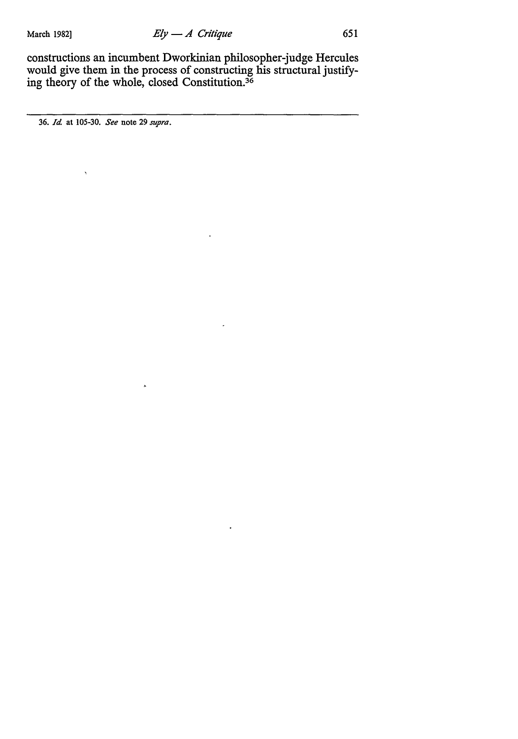constructions an incumbent Dworkinian philosopher-judge Hercules would give them in the process of constructing his structural justifying theory of the whole, closed Constitution.[36]

---

36. *Id.* at 105-30. *See* note 29 *supra*.